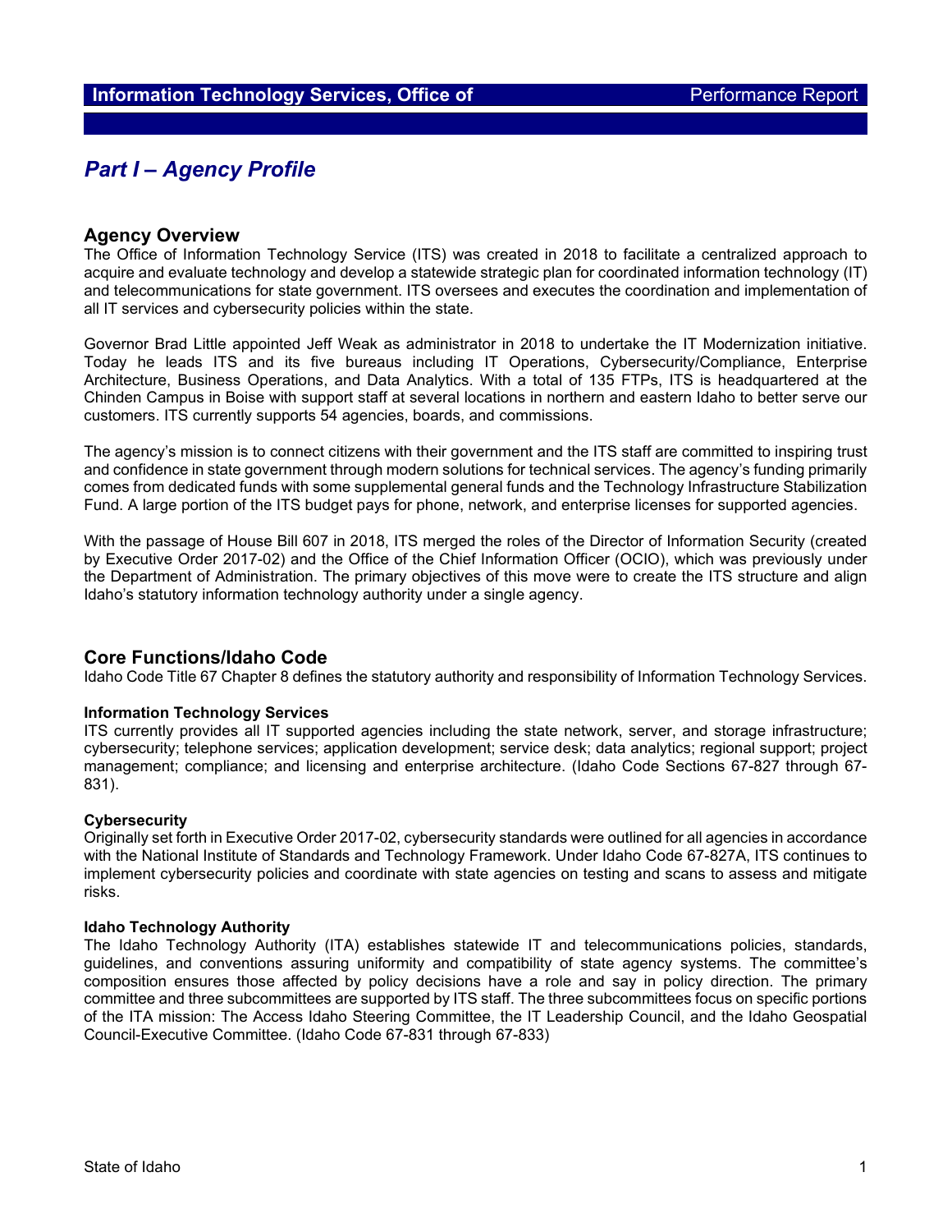# Part I – Agency Profile

## Agency Overview

The Office of Information Technology Service (ITS) was created in 2018 to facilitate a centralized approach to acquire and evaluate technology and develop a statewide strategic plan for coordinated information technology (IT) and telecommunications for state government. ITS oversees and executes the coordination and implementation of all IT services and cybersecurity policies within the state.

Governor Brad Little appointed Jeff Weak as administrator in 2018 to undertake the IT Modernization initiative. Today he leads ITS and its five bureaus including IT Operations, Cybersecurity/Compliance, Enterprise Architecture, Business Operations, and Data Analytics. With a total of 135 FTPs, ITS is headquartered at the Chinden Campus in Boise with support staff at several locations in northern and eastern Idaho to better serve our customers. ITS currently supports 54 agencies, boards, and commissions.

The agency's mission is to connect citizens with their government and the ITS staff are committed to inspiring trust and confidence in state government through modern solutions for technical services. The agency's funding primarily comes from dedicated funds with some supplemental general funds and the Technology Infrastructure Stabilization Fund. A large portion of the ITS budget pays for phone, network, and enterprise licenses for supported agencies.

With the passage of House Bill 607 in 2018, ITS merged the roles of the Director of Information Security (created by Executive Order 2017-02) and the Office of the Chief Information Officer (OCIO), which was previously under the Department of Administration. The primary objectives of this move were to create the ITS structure and align Idaho's statutory information technology authority under a single agency.

## Core Functions/Idaho Code

Idaho Code Title 67 Chapter 8 defines the statutory authority and responsibility of Information Technology Services.

### Information Technology Services

ITS currently provides all IT supported agencies including the state network, server, and storage infrastructure; cybersecurity; telephone services; application development; service desk; data analytics; regional support; project management; compliance; and licensing and enterprise architecture. (Idaho Code Sections 67-827 through 67-831).

### Cybersecurity

Originally set forth in Executive Order 2017-02, cybersecurity standards were outlined for all agencies in accordance with the National Institute of Standards and Technology Framework. Under Idaho Code 67-827A, ITS continues to implement cybersecurity policies and coordinate with state agencies on testing and scans to assess and mitigate risks.

### Idaho Technology Authority

The Idaho Technology Authority (ITA) establishes statewide IT and telecommunications policies, standards, guidelines, and conventions assuring uniformity and compatibility of state agency systems. The committee's composition ensures those affected by policy decisions have a role and say in policy direction. The primary committee and three subcommittees are supported by ITS staff. The three subcommittees focus on specific portions of the ITA mission: The Access Idaho Steering Committee, the IT Leadership Council, and the Idaho Geospatial Council-Executive Committee. (Idaho Code 67-831 through 67-833)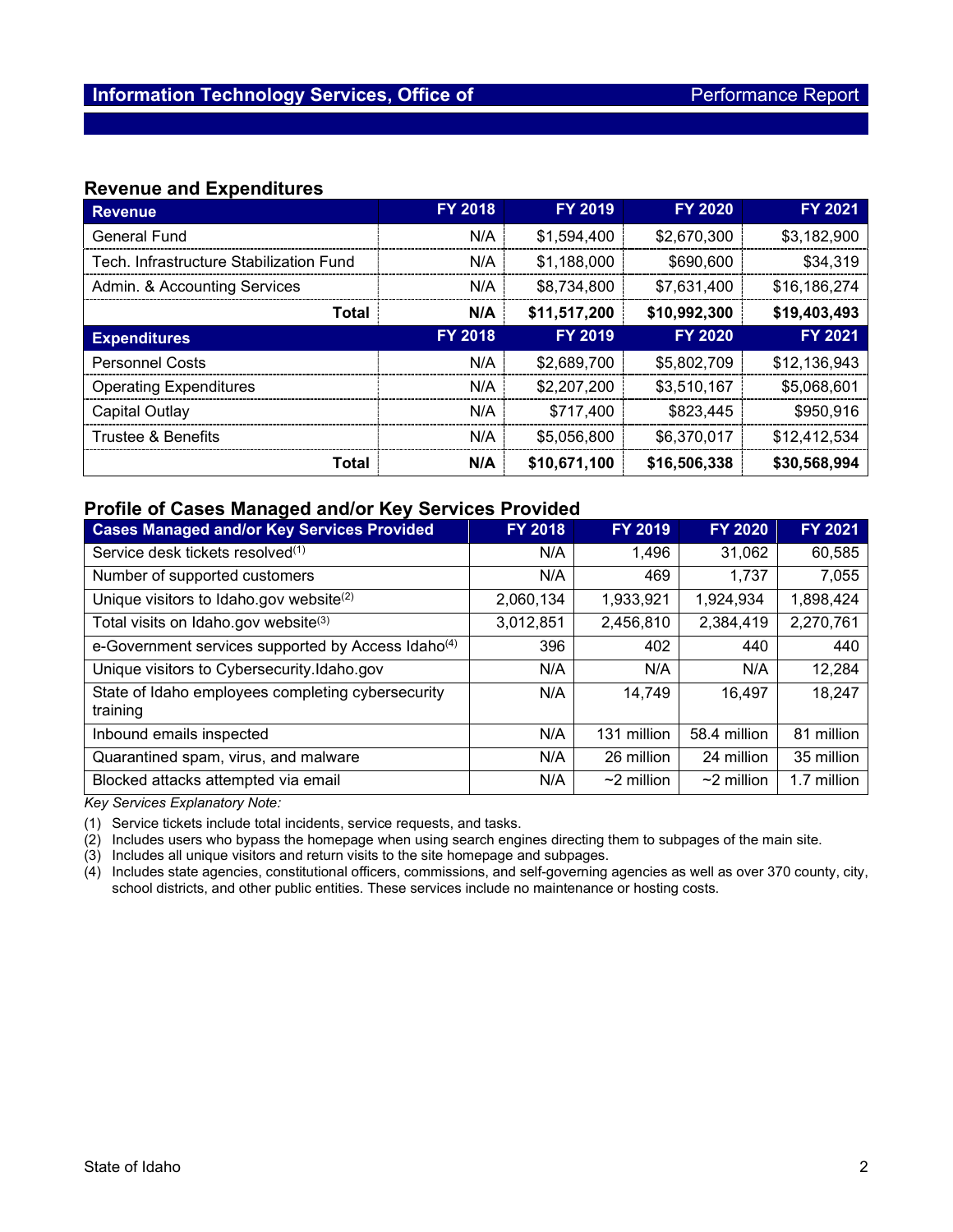## Revenue and Expenditures

| Revenue | FY 2018 | FY 2019 | FY 2020 | FY 2021 |
|---|---|---|---|---|
| General Fund | N/A | $1,594,400 | $2,670,300 | $3,182,900 |
| Tech. Infrastructure Stabilization Fund | N/A | $1,188,000 | $690,600 | $34,319 |
| Admin. & Accounting Services | N/A | $8,734,800 | $7,631,400 | $16,186,274 |
| **Total** | **N/A** | **$11,517,200** | **$10,992,300** | **$19,403,493** |
| **Expenditures** | **FY 2018** | **FY 2019** | **FY 2020** | **FY 2021** |
| Personnel Costs | N/A | $2,689,700 | $5,802,709 | $12,136,943 |
| Operating Expenditures | N/A | $2,207,200 | $3,510,167 | $5,068,601 |
| Capital Outlay | N/A | $717,400 | $823,445 | $950,916 |
| Trustee & Benefits | N/A | $5,056,800 | $6,370,017 | $12,412,534 |
| **Total** | **N/A** | **$10,671,100** | **$16,506,338** | **$30,568,994** |

## Profile of Cases Managed and/or Key Services Provided

| Cases Managed and/or Key Services Provided | FY 2018 | FY 2019 | FY 2020 | FY 2021 |
|---|---|---|---|---|
| Service desk tickets resolved[(1)] | N/A | 1,496 | 31,062 | 60,585 |
| Number of supported customers | N/A | 469 | 1,737 | 7,055 |
| Unique visitors to Idaho.gov website[(2)] | 2,060,134 | 1,933,921 | 1,924,934 | 1,898,424 |
| Total visits on Idaho.gov website[(3)] | 3,012,851 | 2,456,810 | 2,384,419 | 2,270,761 |
| e-Government services supported by Access Idaho[(4)] | 396 | 402 | 440 | 440 |
| Unique visitors to Cybersecurity.Idaho.gov | N/A | N/A | N/A | 12,284 |
| State of Idaho employees completing cybersecurity training | N/A | 14,749 | 16,497 | 18,247 |
| Inbound emails inspected | N/A | 131 million | 58.4 million | 81 million |
| Quarantined spam, virus, and malware | N/A | 26 million | 24 million | 35 million |
| Blocked attacks attempted via email | N/A | ~2 million | ~2 million | 1.7 million |

*Key Services Explanatory Note:*

(1) Service tickets include total incidents, service requests, and tasks.
(2) Includes users who bypass the homepage when using search engines directing them to subpages of the main site.
(3) Includes all unique visitors and return visits to the site homepage and subpages.
(4) Includes state agencies, constitutional officers, commissions, and self-governing agencies as well as over 370 county, city, school districts, and other public entities. These services include no maintenance or hosting costs.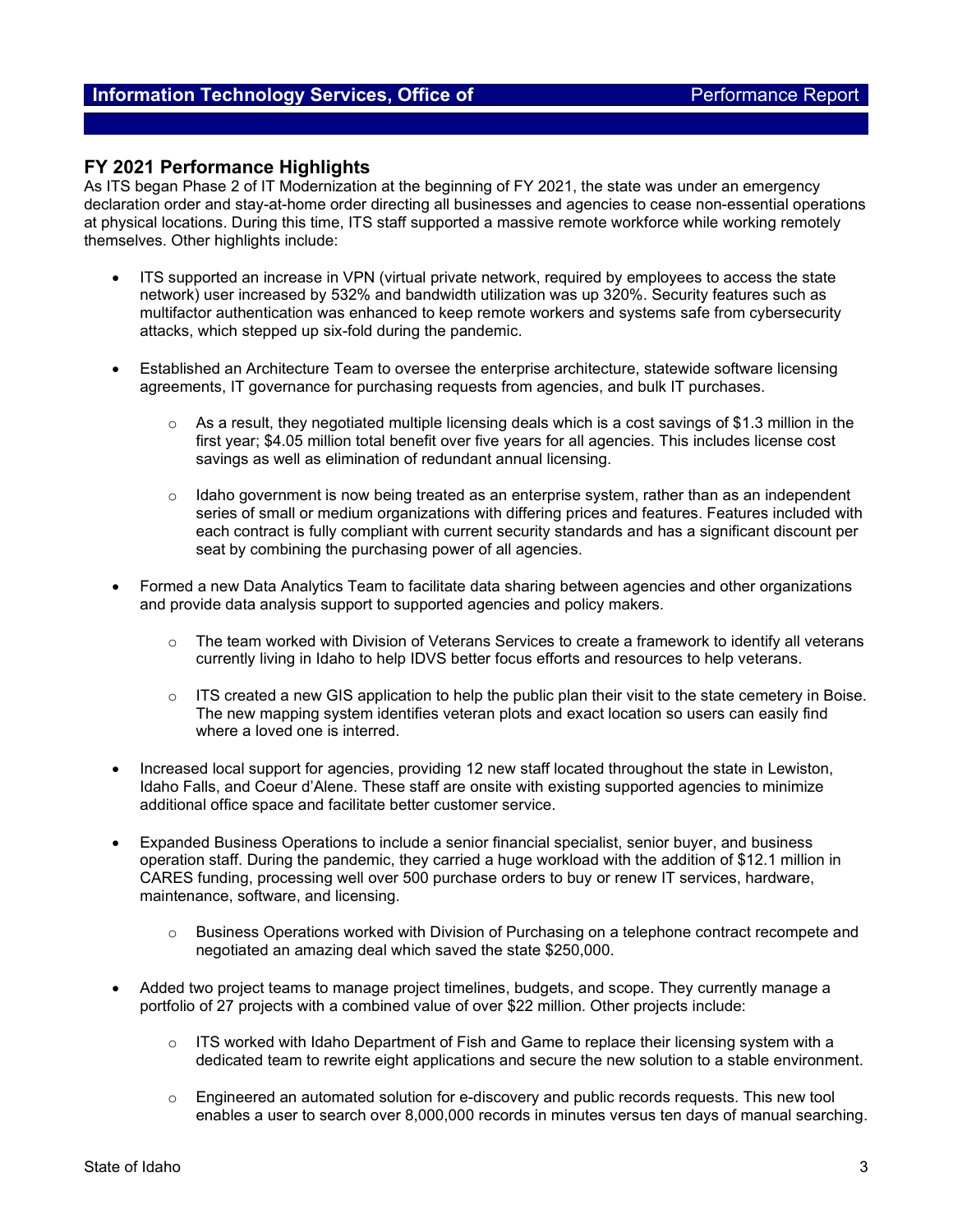## FY 2021 Performance Highlights

As ITS began Phase 2 of IT Modernization at the beginning of FY 2021, the state was under an emergency declaration order and stay-at-home order directing all businesses and agencies to cease non-essential operations at physical locations. During this time, ITS staff supported a massive remote workforce while working remotely themselves. Other highlights include:

- ITS supported an increase in VPN (virtual private network, required by employees to access the state network) user increased by 532% and bandwidth utilization was up 320%. Security features such as multifactor authentication was enhanced to keep remote workers and systems safe from cybersecurity attacks, which stepped up six-fold during the pandemic.

- Established an Architecture Team to oversee the enterprise architecture, statewide software licensing agreements, IT governance for purchasing requests from agencies, and bulk IT purchases.

  - As a result, they negotiated multiple licensing deals which is a cost savings of $1.3 million in the first year; $4.05 million total benefit over five years for all agencies. This includes license cost savings as well as elimination of redundant annual licensing.

  - Idaho government is now being treated as an enterprise system, rather than as an independent series of small or medium organizations with differing prices and features. Features included with each contract is fully compliant with current security standards and has a significant discount per seat by combining the purchasing power of all agencies.

- Formed a new Data Analytics Team to facilitate data sharing between agencies and other organizations and provide data analysis support to supported agencies and policy makers.

  - The team worked with Division of Veterans Services to create a framework to identify all veterans currently living in Idaho to help IDVS better focus efforts and resources to help veterans.

  - ITS created a new GIS application to help the public plan their visit to the state cemetery in Boise. The new mapping system identifies veteran plots and exact location so users can easily find where a loved one is interred.

- Increased local support for agencies, providing 12 new staff located throughout the state in Lewiston, Idaho Falls, and Coeur d'Alene. These staff are onsite with existing supported agencies to minimize additional office space and facilitate better customer service.

- Expanded Business Operations to include a senior financial specialist, senior buyer, and business operation staff. During the pandemic, they carried a huge workload with the addition of $12.1 million in CARES funding, processing well over 500 purchase orders to buy or renew IT services, hardware, maintenance, software, and licensing.

  - Business Operations worked with Division of Purchasing on a telephone contract recompete and negotiated an amazing deal which saved the state $250,000.

- Added two project teams to manage project timelines, budgets, and scope. They currently manage a portfolio of 27 projects with a combined value of over $22 million. Other projects include:

  - ITS worked with Idaho Department of Fish and Game to replace their licensing system with a dedicated team to rewrite eight applications and secure the new solution to a stable environment.

  - Engineered an automated solution for e-discovery and public records requests. This new tool enables a user to search over 8,000,000 records in minutes versus ten days of manual searching.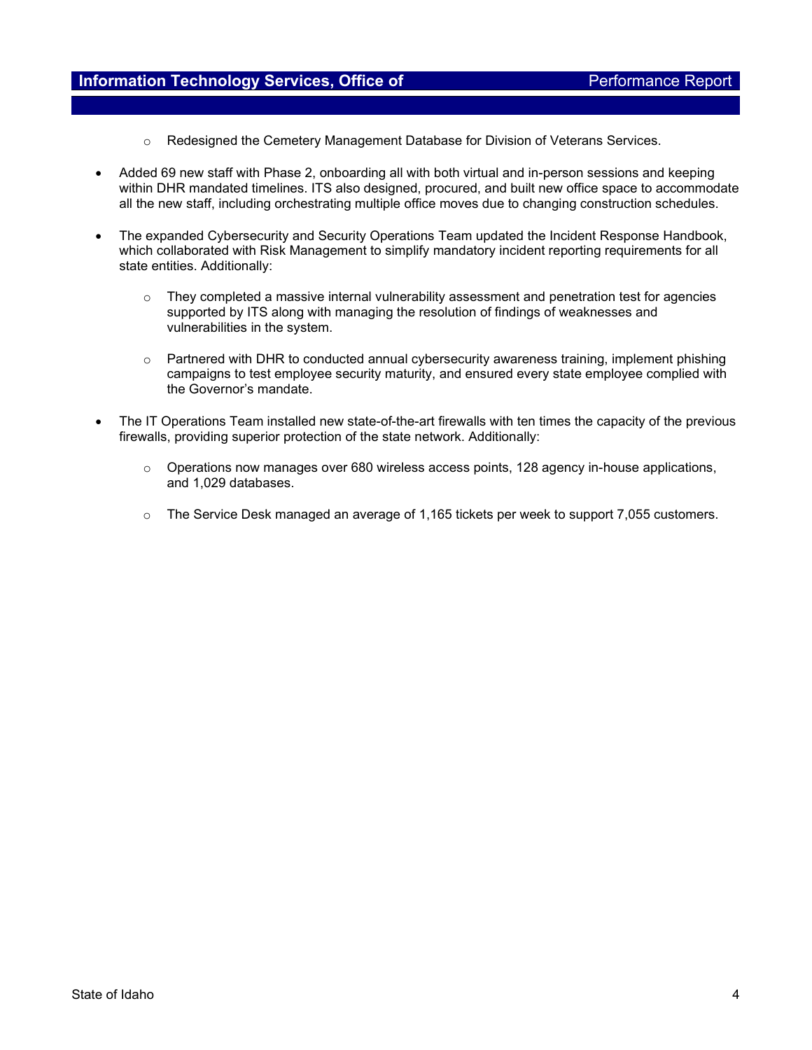- Redesigned the Cemetery Management Database for Division of Veterans Services.

- Added 69 new staff with Phase 2, onboarding all with both virtual and in-person sessions and keeping within DHR mandated timelines. ITS also designed, procured, and built new office space to accommodate all the new staff, including orchestrating multiple office moves due to changing construction schedules.

- The expanded Cybersecurity and Security Operations Team updated the Incident Response Handbook, which collaborated with Risk Management to simplify mandatory incident reporting requirements for all state entities. Additionally:

  - They completed a massive internal vulnerability assessment and penetration test for agencies supported by ITS along with managing the resolution of findings of weaknesses and vulnerabilities in the system.

  - Partnered with DHR to conducted annual cybersecurity awareness training, implement phishing campaigns to test employee security maturity, and ensured every state employee complied with the Governor's mandate.

- The IT Operations Team installed new state-of-the-art firewalls with ten times the capacity of the previous firewalls, providing superior protection of the state network. Additionally:

  - Operations now manages over 680 wireless access points, 128 agency in-house applications, and 1,029 databases.

  - The Service Desk managed an average of 1,165 tickets per week to support 7,055 customers.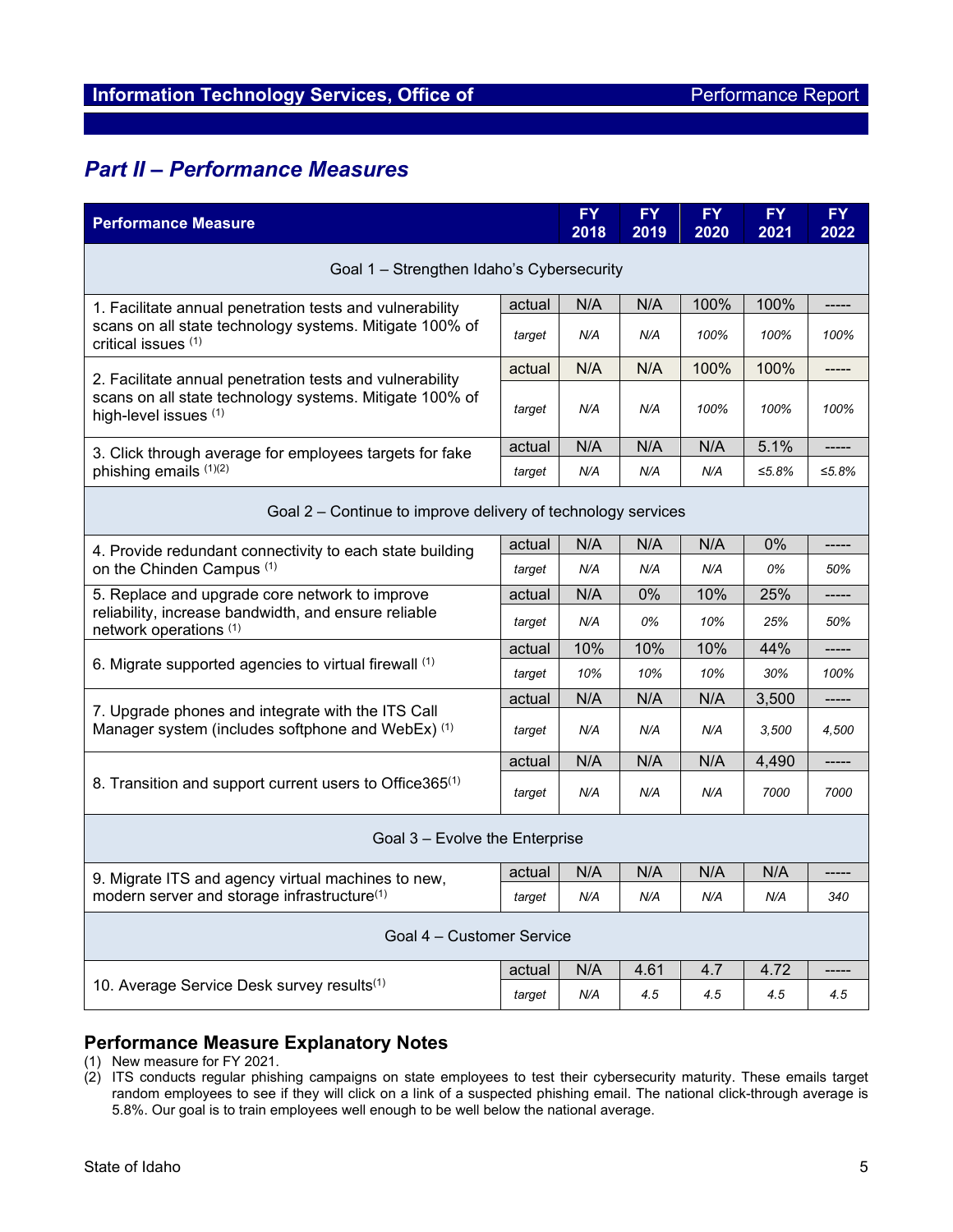## Part II – Performance Measures

| Performance Measure | | FY 2018 | FY 2019 | FY 2020 | FY 2021 | FY 2022 |
|---|---|---|---|---|---|---|
| Goal 1 – Strengthen Idaho's Cybersecurity | | | | | | |
| 1. Facilitate annual penetration tests and vulnerability scans on all state technology systems. Mitigate 100% of critical issues [1] | actual | N/A | N/A | 100% | 100% | ----- |
| | *target* | *N/A* | *N/A* | *100%* | *100%* | *100%* |
| 2. Facilitate annual penetration tests and vulnerability scans on all state technology systems. Mitigate 100% of high-level issues [1] | actual | N/A | N/A | 100% | 100% | ----- |
| | *target* | *N/A* | *N/A* | *100%* | *100%* | *100%* |
| 3. Click through average for employees targets for fake phishing emails [1][2] | actual | N/A | N/A | N/A | 5.1% | ----- |
| | *target* | *N/A* | *N/A* | *N/A* | *≤5.8%* | *≤5.8%* |
| Goal 2 – Continue to improve delivery of technology services | | | | | | |
| 4. Provide redundant connectivity to each state building on the Chinden Campus [1] | actual | N/A | N/A | N/A | 0% | ----- |
| | *target* | *N/A* | *N/A* | *N/A* | *0%* | *50%* |
| 5. Replace and upgrade core network to improve reliability, increase bandwidth, and ensure reliable network operations [1] | actual | N/A | 0% | 10% | 25% | ----- |
| | *target* | *N/A* | *0%* | *10%* | *25%* | *50%* |
| 6. Migrate supported agencies to virtual firewall [1] | actual | 10% | 10% | 10% | 44% | ----- |
| | *target* | *10%* | *10%* | *10%* | *30%* | *100%* |
| 7. Upgrade phones and integrate with the ITS Call Manager system (includes softphone and WebEx) [1] | actual | N/A | N/A | N/A | 3,500 | ----- |
| | *target* | *N/A* | *N/A* | *N/A* | *3,500* | *4,500* |
| 8. Transition and support current users to Office365[1] | actual | N/A | N/A | N/A | 4,490 | ----- |
| | *target* | *N/A* | *N/A* | *N/A* | *7000* | *7000* |
| Goal 3 – Evolve the Enterprise | | | | | | |
| 9. Migrate ITS and agency virtual machines to new, modern server and storage infrastructure[1] | actual | N/A | N/A | N/A | N/A | ----- |
| | *target* | *N/A* | *N/A* | *N/A* | *N/A* | *340* |
| Goal 4 – Customer Service | | | | | | |
| 10. Average Service Desk survey results[1] | actual | N/A | 4.61 | 4.7 | 4.72 | ----- |
| | *target* | *N/A* | *4.5* | *4.5* | *4.5* | *4.5* |

### Performance Measure Explanatory Notes

(1) New measure for FY 2021.
(2) ITS conducts regular phishing campaigns on state employees to test their cybersecurity maturity. These emails target random employees to see if they will click on a link of a suspected phishing email. The national click-through average is 5.8%. Our goal is to train employees well enough to be well below the national average.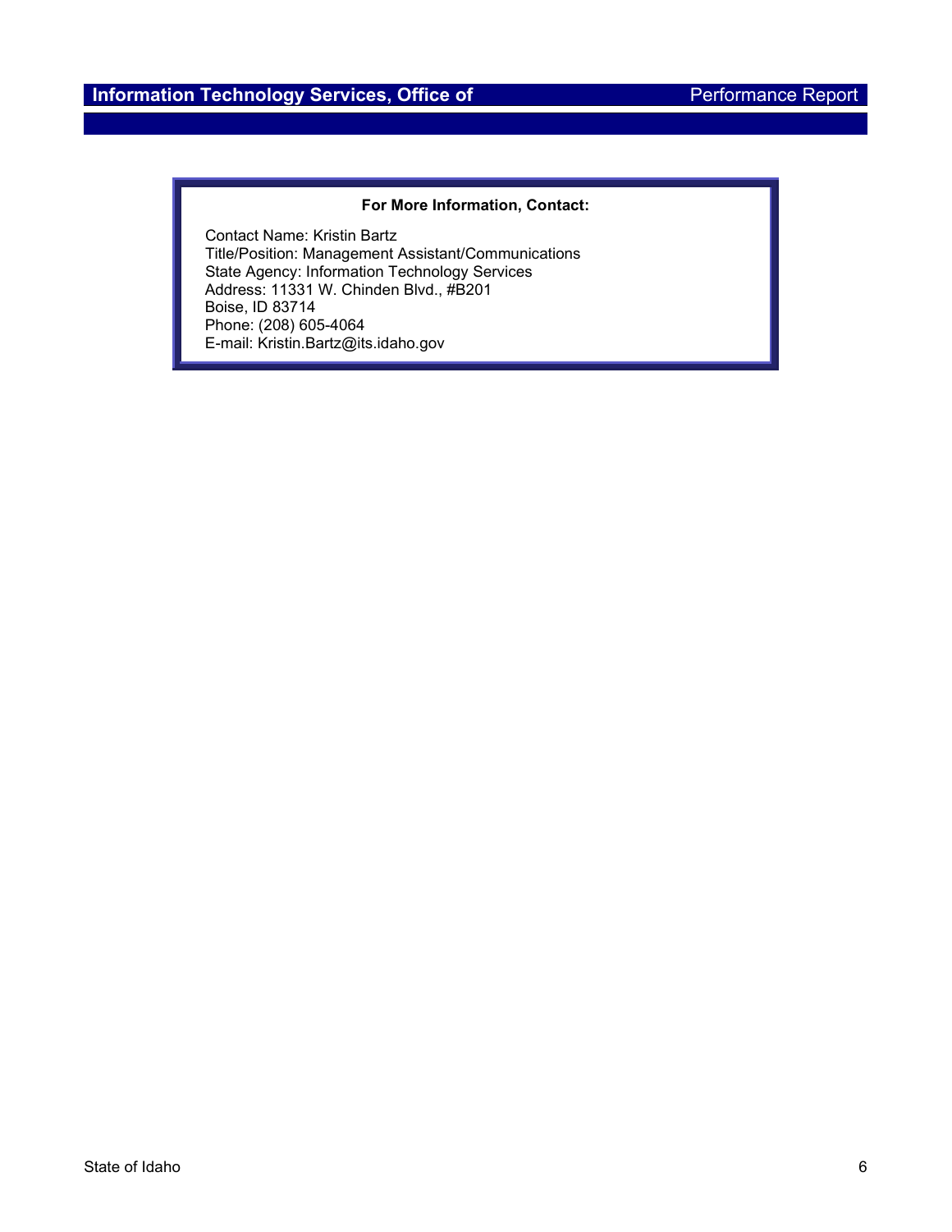**For More Information, Contact:**

Contact Name: Kristin Bartz
Title/Position: Management Assistant/Communications
State Agency: Information Technology Services
Address: 11331 W. Chinden Blvd., #B201
Boise, ID 83714
Phone: (208) 605-4064
E-mail: Kristin.Bartz@its.idaho.gov